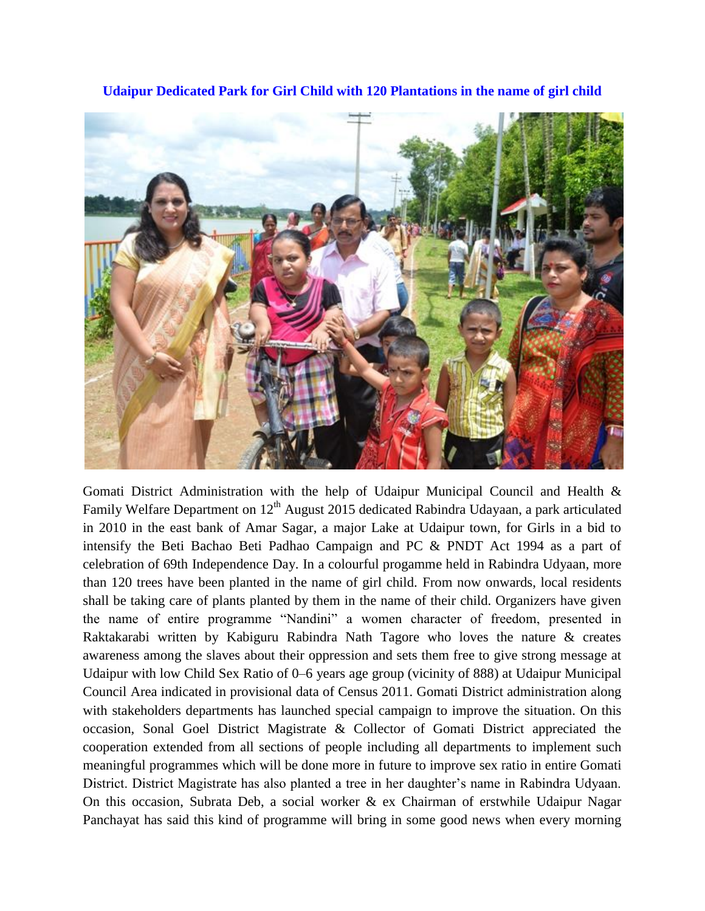**Udaipur Dedicated Park for Girl Child with 120 Plantations in the name of girl child**

Gomati District Administration with the help of Udaipur Municipal Council and Health & Family Welfare Department on 12th August 2015 dedicated Rabindra Udayaan, a park articulated in 2010 in the east bank of Amar Sagar, a major Lake at Udaipur town, for Girls in a bid to intensify the Beti Bachao Beti Padhao Campaign and PC & PNDT Act 1994 as a part of celebration of 69th Independence Day. In a colourful progamme held in Rabindra Udyaan, more than 120 trees have been planted in the name of girl child. From now onwards, local residents shall be taking care of plants planted by them in the name of their child. Organizers have given the name of entire programme "Nandini" a women character of freedom, presented in Raktakarabi written by Kabiguru Rabindra Nath Tagore who loves the nature & creates awareness among the slaves about their oppression and sets them free to give strong message at Udaipur with low Child Sex Ratio of 0–6 years age group (vicinity of 888) at Udaipur Municipal Council Area indicated in provisional data of Census 2011. Gomati District administration along with stakeholders departments has launched special campaign to improve the situation. On this occasion, Sonal Goel District Magistrate & Collector of Gomati District appreciated the cooperation extended from all sections of people including all departments to implement such meaningful programmes which will be done more in future to improve sex ratio in entire Gomati District. District Magistrate has also planted a tree in her daughter's name in Rabindra Udyaan. On this occasion, Subrata Deb, a social worker & ex Chairman of erstwhile Udaipur Nagar Panchayat has said this kind of programme will bring in some good news when every morning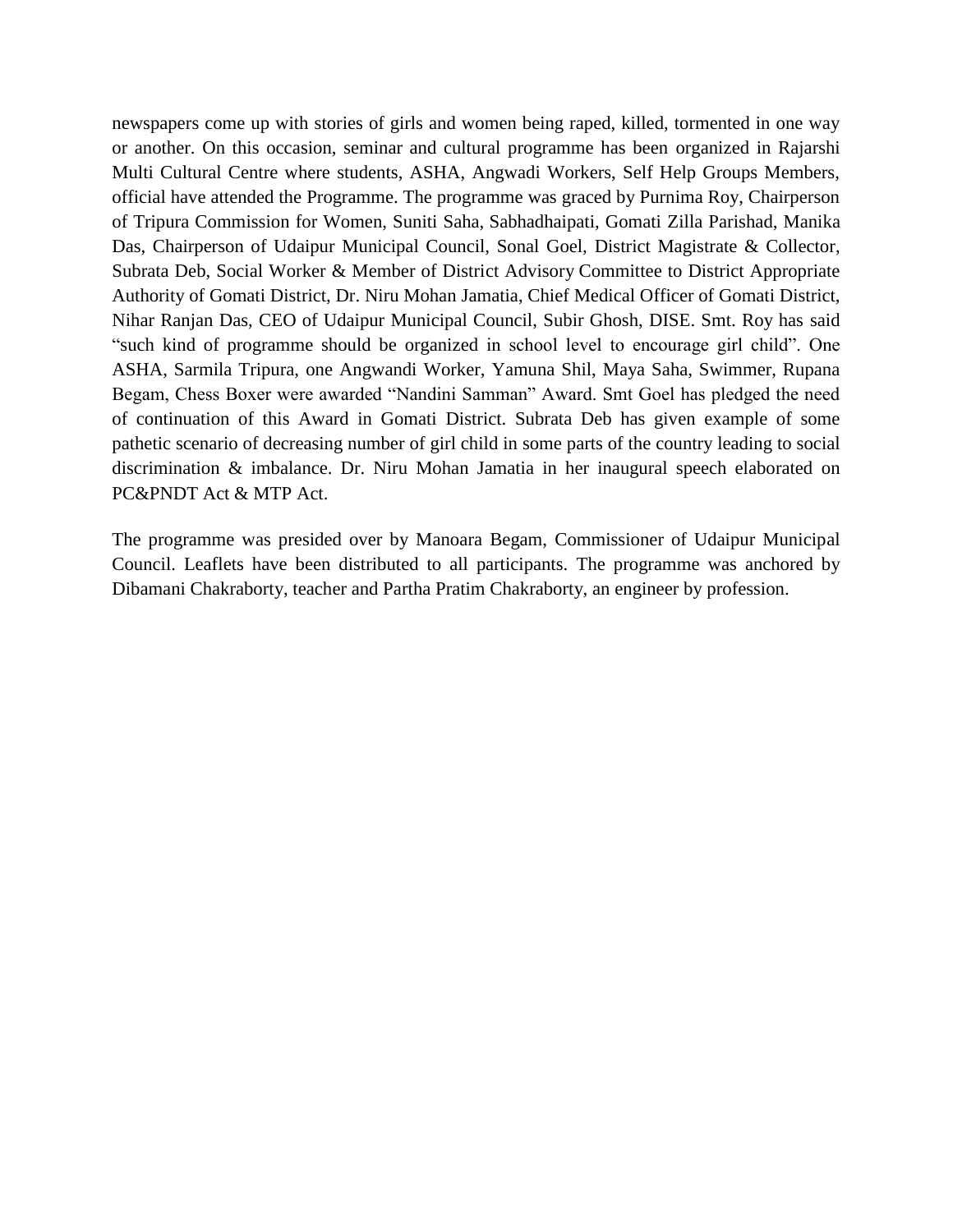newspapers come up with stories of girls and women being raped, killed, tormented in one way or another. On this occasion, seminar and cultural programme has been organized in Rajarshi Multi Cultural Centre where students, ASHA, Angwadi Workers, Self Help Groups Members, official have attended the Programme. The programme was graced by Purnima Roy, Chairperson of Tripura Commission for Women, Suniti Saha, Sabhadhaipati, Gomati Zilla Parishad, Manika Das, Chairperson of Udaipur Municipal Council, Sonal Goel, District Magistrate & Collector, Subrata Deb, Social Worker & Member of District Advisory Committee to District Appropriate Authority of Gomati District, Dr. Niru Mohan Jamatia, Chief Medical Officer of Gomati District, Nihar Ranjan Das, CEO of Udaipur Municipal Council, Subir Ghosh, DISE. Smt. Roy has said "such kind of programme should be organized in school level to encourage girl child". One ASHA, Sarmila Tripura, one Angwandi Worker, Yamuna Shil, Maya Saha, Swimmer, Rupana Begam, Chess Boxer were awarded "Nandini Samman" Award. Smt Goel has pledged the need of continuation of this Award in Gomati District. Subrata Deb has given example of some pathetic scenario of decreasing number of girl child in some parts of the country leading to social discrimination & imbalance. Dr. Niru Mohan Jamatia in her inaugural speech elaborated on PC&PNDT Act & MTP Act.

The programme was presided over by Manoara Begam, Commissioner of Udaipur Municipal Council. Leaflets have been distributed to all participants. The programme was anchored by Dibamani Chakraborty, teacher and Partha Pratim Chakraborty, an engineer by profession.